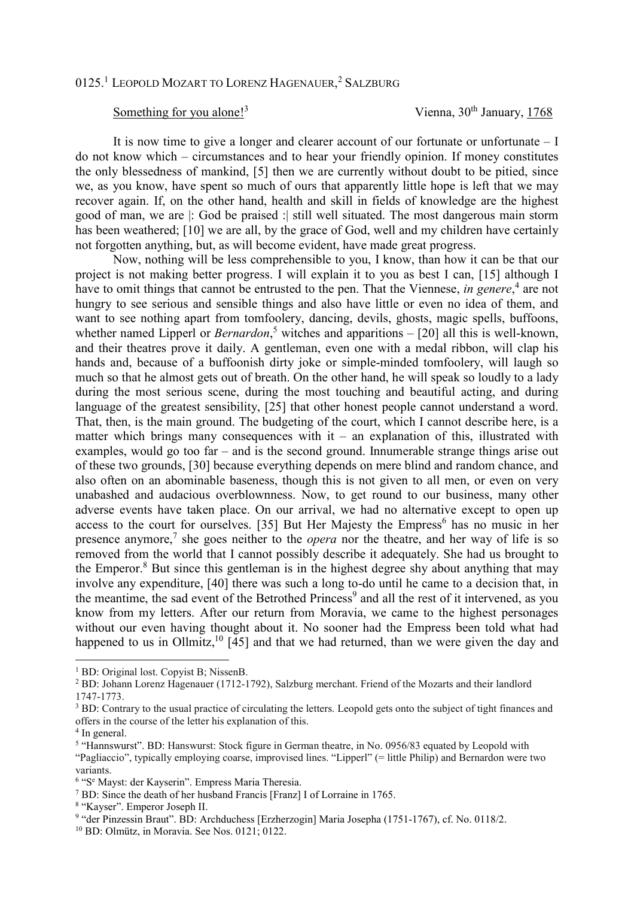0125.[1] LEOPOLD MOZART TO LORENZ HAGENAUER,[2] SALZBURG

Something for you alone![3] Vienna, 30th January, 1768

It is now time to give a longer and clearer account of our fortunate or unfortunate – I do not know which – circumstances and to hear your friendly opinion. If money constitutes the only blessedness of mankind, [5] then we are currently without doubt to be pitied, since we, as you know, have spent so much of ours that apparently little hope is left that we may recover again. If, on the other hand, health and skill in fields of knowledge are the highest good of man, we are |: God be praised :| still well situated. The most dangerous main storm has been weathered; [10] we are all, by the grace of God, well and my children have certainly not forgotten anything, but, as will become evident, have made great progress.

Now, nothing will be less comprehensible to you, I know, than how it can be that our project is not making better progress. I will explain it to you as best I can, [15] although I have to omit things that cannot be entrusted to the pen. That the Viennese, *in genere*,[4] are not hungry to see serious and sensible things and also have little or even no idea of them, and want to see nothing apart from tomfoolery, dancing, devils, ghosts, magic spells, buffoons, whether named Lipperl or *Bernardon*,[5] witches and apparitions – [20] all this is well-known, and their theatres prove it daily. A gentleman, even one with a medal ribbon, will clap his hands and, because of a buffoonish dirty joke or simple-minded tomfoolery, will laugh so much so that he almost gets out of breath. On the other hand, he will speak so loudly to a lady during the most serious scene, during the most touching and beautiful acting, and during language of the greatest sensibility, [25] that other honest people cannot understand a word. That, then, is the main ground. The budgeting of the court, which I cannot describe here, is a matter which brings many consequences with it – an explanation of this, illustrated with examples, would go too far – and is the second ground. Innumerable strange things arise out of these two grounds, [30] because everything depends on mere blind and random chance, and also often on an abominable baseness, though this is not given to all men, or even on very unabashed and audacious overblownness. Now, to get round to our business, many other adverse events have taken place. On our arrival, we had no alternative except to open up access to the court for ourselves. [35] But Her Majesty the Empress[6] has no music in her presence anymore,[7] she goes neither to the *opera* nor the theatre, and her way of life is so removed from the world that I cannot possibly describe it adequately. She had us brought to the Emperor.[8] But since this gentleman is in the highest degree shy about anything that may involve any expenditure, [40] there was such a long to-do until he came to a decision that, in the meantime, the sad event of the Betrothed Princess[9] and all the rest of it intervened, as you know from my letters. After our return from Moravia, we came to the highest personages without our even having thought about it. No sooner had the Empress been told what had happened to us in Ollmitz,[10] [45] and that we had returned, than we were given the day and

---

[1] BD: Original lost. Copyist B; NissenB.

[2] BD: Johann Lorenz Hagenauer (1712-1792), Salzburg merchant. Friend of the Mozarts and their landlord 1747-1773.

[3] BD: Contrary to the usual practice of circulating the letters. Leopold gets onto the subject of tight finances and offers in the course of the letter his explanation of this.

[4] In general.

[5] "Hannswurst". BD: Hanswurst: Stock figure in German theatre, in No. 0956/83 equated by Leopold with "Pagliaccio", typically employing coarse, improvised lines. "Lipperl" (= little Philip) and Bernardon were two variants.

[6] "Se Mayst: der Kayserin". Empress Maria Theresia.

[7] BD: Since the death of her husband Francis [Franz] I of Lorraine in 1765.

[8] "Kayser". Emperor Joseph II.

[9] "der Pinzessin Braut". BD: Archduchess [Erzherzogin] Maria Josepha (1751-1767), cf. No. 0118/2.

[10] BD: Olmütz, in Moravia. See Nos. 0121; 0122.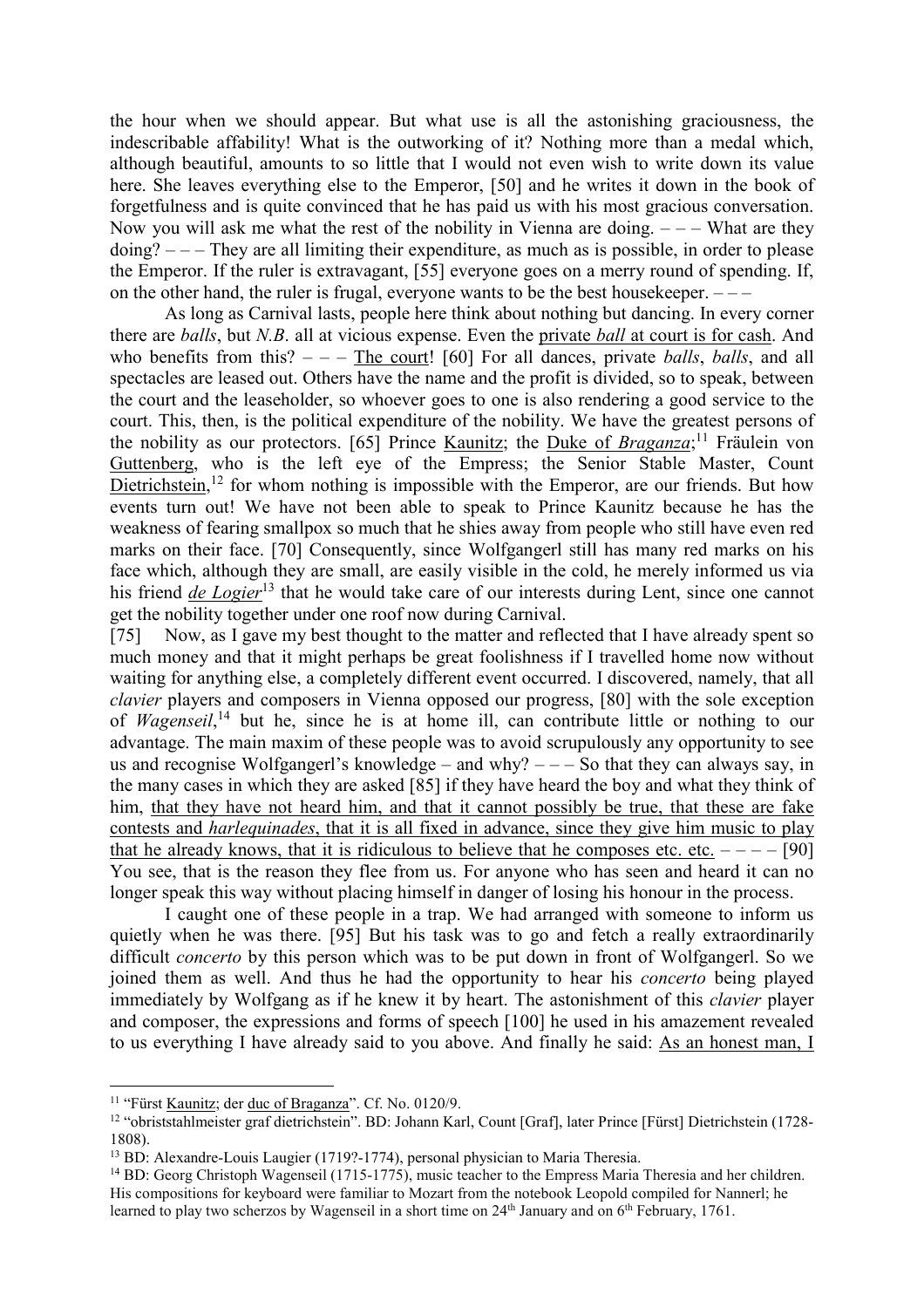the hour when we should appear. But what use is all the astonishing graciousness, the indescribable affability! What is the outworking of it? Nothing more than a medal which, although beautiful, amounts to so little that I would not even wish to write down its value here. She leaves everything else to the Emperor, [50] and he writes it down in the book of forgetfulness and is quite convinced that he has paid us with his most gracious conversation. Now you will ask me what the rest of the nobility in Vienna are doing. – – – What are they doing? – – – They are all limiting their expenditure, as much as is possible, in order to please the Emperor. If the ruler is extravagant, [55] everyone goes on a merry round of spending. If, on the other hand, the ruler is frugal, everyone wants to be the best housekeeper. – – –

As long as Carnival lasts, people here think about nothing but dancing. In every corner there are *balls*, but *N.B*. all at vicious expense. Even the <u>private *ball* at court is for cash</u>. And who benefits from this? – – – <u>The court</u>! [60] For all dances, private *balls*, *balls*, and all spectacles are leased out. Others have the name and the profit is divided, so to speak, between the court and the leaseholder, so whoever goes to one is also rendering a good service to the court. This, then, is the political expenditure of the nobility. We have the greatest persons of the nobility as our protectors. [65] Prince <u>Kaunitz</u>; the <u>Duke of *Braganza*</u>;[11] Fräulein von <u>Guttenberg</u>, who is the left eye of the Empress; the Senior Stable Master, Count <u>Dietrichstein</u>,[12] for whom nothing is impossible with the Emperor, are our friends. But how events turn out! We have not been able to speak to Prince Kaunitz because he has the weakness of fearing smallpox so much that he shies away from people who still have even red marks on their face. [70] Consequently, since Wolfgangerl still has many red marks on his face which, although they are small, are easily visible in the cold, he merely informed us via his friend <u>*de Logier*</u>[13] that he would take care of our interests during Lent, since one cannot get the nobility together under one roof now during Carnival.

[75] Now, as I gave my best thought to the matter and reflected that I have already spent so much money and that it might perhaps be great foolishness if I travelled home now without waiting for anything else, a completely different event occurred. I discovered, namely, that all *clavier* players and composers in Vienna opposed our progress, [80] with the sole exception of *Wagenseil*,[14] but he, since he is at home ill, can contribute little or nothing to our advantage. The main maxim of these people was to avoid scrupulously any opportunity to see us and recognise Wolfgangerl's knowledge – and why? – – – So that they can always say, in the many cases in which they are asked [85] if they have heard the boy and what they think of him, <u>that they have not heard him, and that it cannot possibly be true, that these are fake contests and *harlequinades*, that it is all fixed in advance, since they give him music to play that he already knows, that it is ridiculous to believe that he composes etc. etc.</u> – – – – [90] You see, that is the reason they flee from us. For anyone who has seen and heard it can no longer speak this way without placing himself in danger of losing his honour in the process.

I caught one of these people in a trap. We had arranged with someone to inform us quietly when he was there. [95] But his task was to go and fetch a really extraordinarily difficult *concerto* by this person which was to be put down in front of Wolfgangerl. So we joined them as well. And thus he had the opportunity to hear his *concerto* being played immediately by Wolfgang as if he knew it by heart. The astonishment of this *clavier* player and composer, the expressions and forms of speech [100] he used in his amazement revealed to us everything I have already said to you above. And finally he said: <u>As an honest man, I</u>

---

[11] "Fürst <u>Kaunitz</u>; der <u>duc of Braganza</u>". Cf. No. 0120/9.

[12] "obriststahlmeister graf dietrichstein". BD: Johann Karl, Count [Graf], later Prince [Fürst] Dietrichstein (1728-1808).

[13] BD: Alexandre-Louis Laugier (1719?-1774), personal physician to Maria Theresia.

[14] BD: Georg Christoph Wagenseil (1715-1775), music teacher to the Empress Maria Theresia and her children. His compositions for keyboard were familiar to Mozart from the notebook Leopold compiled for Nannerl; he learned to play two scherzos by Wagenseil in a short time on 24th January and on 6th February, 1761.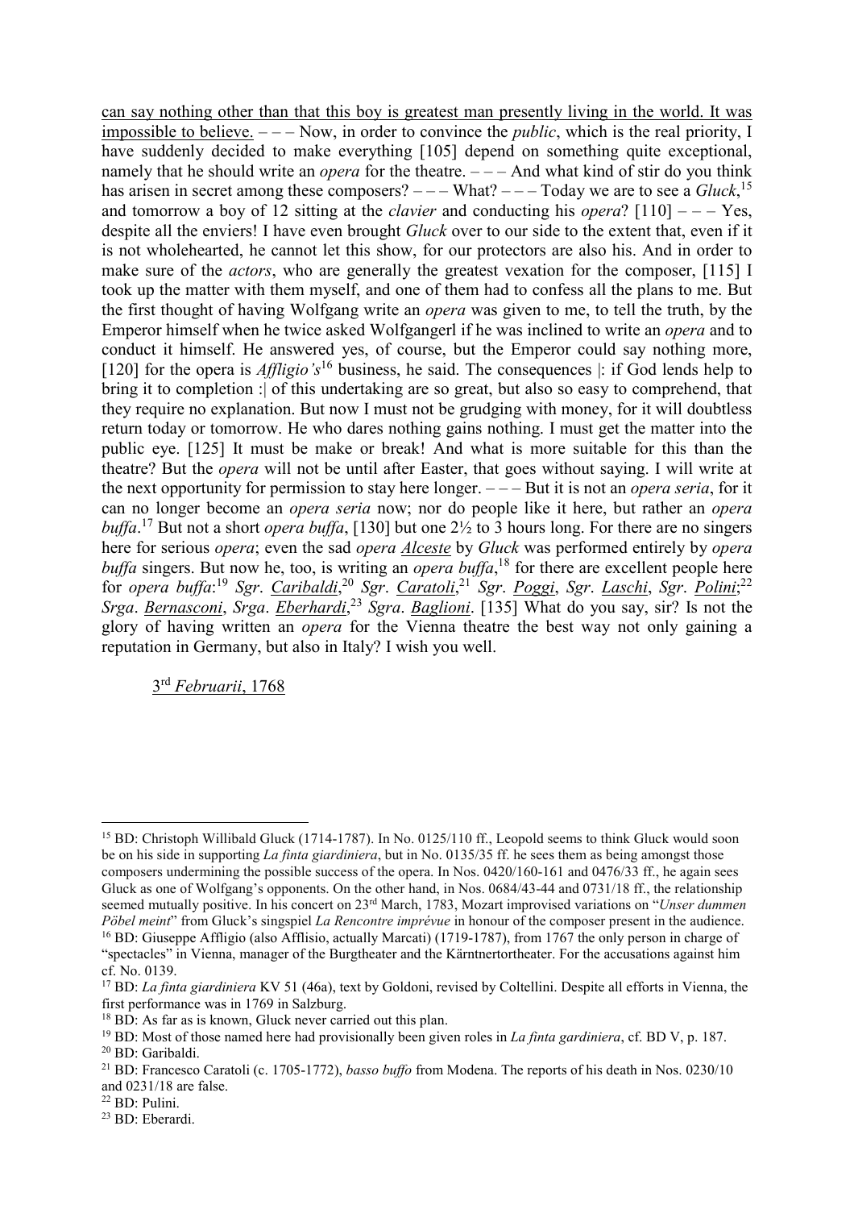can say nothing other than that this boy is greatest man presently living in the world. It was impossible to believe. – – – Now, in order to convince the *public*, which is the real priority, I have suddenly decided to make everything [105] depend on something quite exceptional, namely that he should write an *opera* for the theatre. – – – And what kind of stir do you think has arisen in secret among these composers? – – – What? – – – Today we are to see a *Gluck*,[15] and tomorrow a boy of 12 sitting at the *clavier* and conducting his *opera*? [110] – – – Yes, despite all the enviers! I have even brought *Gluck* over to our side to the extent that, even if it is not wholehearted, he cannot let this show, for our protectors are also his. And in order to make sure of the *actors*, who are generally the greatest vexation for the composer, [115] I took up the matter with them myself, and one of them had to confess all the plans to me. But the first thought of having Wolfgang write an *opera* was given to me, to tell the truth, by the Emperor himself when he twice asked Wolfgangerl if he was inclined to write an *opera* and to conduct it himself. He answered yes, of course, but the Emperor could say nothing more, [120] for the opera is *Affligio's*[16] business, he said. The consequences |: if God lends help to bring it to completion :| of this undertaking are so great, but also so easy to comprehend, that they require no explanation. But now I must not be grudging with money, for it will doubtless return today or tomorrow. He who dares nothing gains nothing. I must get the matter into the public eye. [125] It must be make or break! And what is more suitable for this than the theatre? But the *opera* will not be until after Easter, that goes without saying. I will write at the next opportunity for permission to stay here longer. – – – But it is not an *opera seria*, for it can no longer become an *opera seria* now; nor do people like it here, but rather an *opera buffa*.[17] But not a short *opera buffa*, [130] but one 2½ to 3 hours long. For there are no singers here for serious *opera*; even the sad *opera* Alceste by *Gluck* was performed entirely by *opera buffa* singers. But now he, too, is writing an *opera buffa*,[18] for there are excellent people here for *opera buffa*:[19] *Sgr*. Caribaldi,[20] *Sgr*. Caratoli,[21] *Sgr*. Poggi, *Sgr*. Laschi, *Sgr*. Polini;[22] *Srga*. Bernasconi, *Srga*. Eberhardi,[23] *Sgra*. Baglioni. [135] What do you say, sir? Is not the glory of having written an *opera* for the Vienna theatre the best way not only gaining a reputation in Germany, but also in Italy? I wish you well.

3rd *Februarii*, 1768

---

[15] BD: Christoph Willibald Gluck (1714-1787). In No. 0125/110 ff., Leopold seems to think Gluck would soon be on his side in supporting *La finta giardiniera*, but in No. 0135/35 ff. he sees them as being amongst those composers undermining the possible success of the opera. In Nos. 0420/160-161 and 0476/33 ff., he again sees Gluck as one of Wolfgang's opponents. On the other hand, in Nos. 0684/43-44 and 0731/18 ff., the relationship seemed mutually positive. In his concert on 23rd March, 1783, Mozart improvised variations on "*Unser dummen Pöbel meint*" from Gluck's singspiel *La Rencontre imprévue* in honour of the composer present in the audience.

[16] BD: Giuseppe Affligio (also Afflisio, actually Marcati) (1719-1787), from 1767 the only person in charge of "spectacles" in Vienna, manager of the Burgtheater and the Kärntnertortheater. For the accusations against him cf. No. 0139.

[17] BD: *La finta giardiniera* KV 51 (46a), text by Goldoni, revised by Coltellini. Despite all efforts in Vienna, the first performance was in 1769 in Salzburg.

[18] BD: As far as is known, Gluck never carried out this plan.

[19] BD: Most of those named here had provisionally been given roles in *La finta gardiniera*, cf. BD V, p. 187.

[20] BD: Garibaldi.

[21] BD: Francesco Caratoli (c. 1705-1772), *basso buffo* from Modena. The reports of his death in Nos. 0230/10 and 0231/18 are false.

[22] BD: Pulini.

[23] BD: Eberardi.